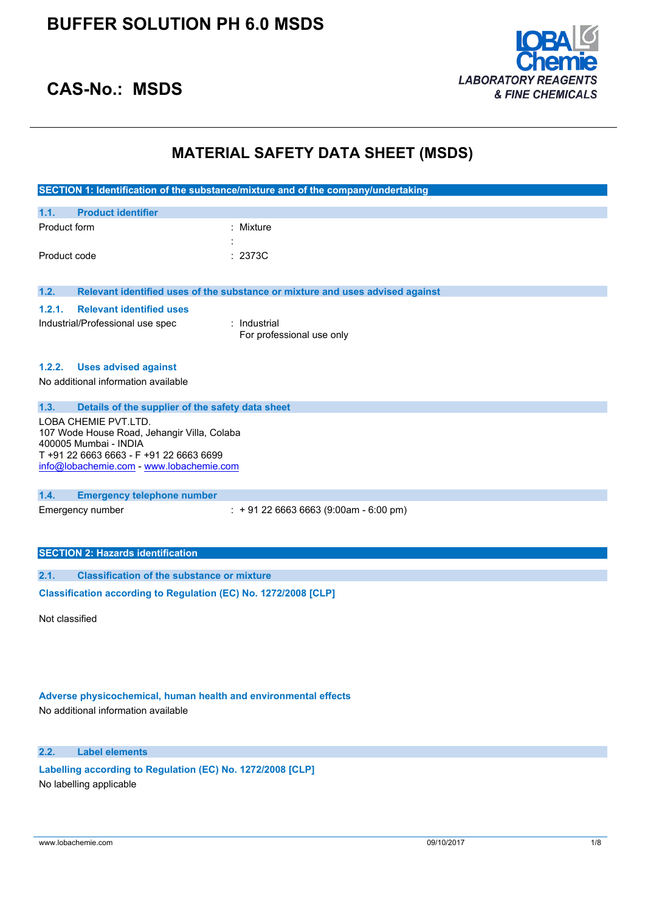# BUFFER SOLUTION PH 6.0 MSDS

## CAS-No.: MSDS

LOBA Chemie
*LABORATORY REAGENTS & FINE CHEMICALS*

# MATERIAL SAFETY DATA SHEET (MSDS)

## SECTION 1: Identification of the substance/mixture and of the company/undertaking

### 1.1. Product identifier

Product form : Mixture

:

Product code : 2373C

### 1.2. Relevant identified uses of the substance or mixture and uses advised against

#### 1.2.1. Relevant identified uses

Industrial/Professional use spec : Industrial
For professional use only

#### 1.2.2. Uses advised against

No additional information available

### 1.3. Details of the supplier of the safety data sheet

LOBA CHEMIE PVT.LTD.
107 Wode House Road, Jehangir Villa, Colaba
400005 Mumbai - INDIA
T +91 22 6663 6663 - F +91 22 6663 6699
info@lobachemie.com - www.lobachemie.com

### 1.4. Emergency telephone number

Emergency number : + 91 22 6663 6663 (9:00am - 6:00 pm)

## SECTION 2: Hazards identification

### 2.1. Classification of the substance or mixture

**Classification according to Regulation (EC) No. 1272/2008 [CLP]**

Not classified

**Adverse physicochemical, human health and environmental effects**

No additional information available

### 2.2. Label elements

**Labelling according to Regulation (EC) No. 1272/2008 [CLP]**

No labelling applicable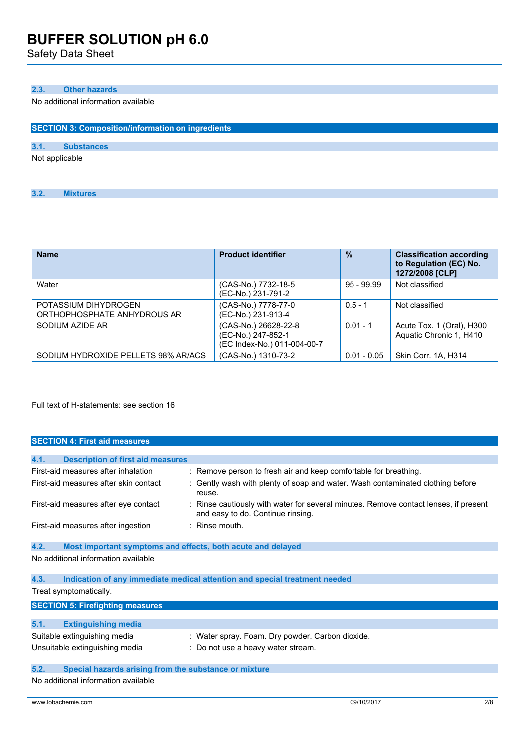### 2.3. Other hazards

No additional information available

## SECTION 3: Composition/information on ingredients

### 3.1. Substances

Not applicable

### 3.2. Mixtures

| Name | Product identifier | % | Classification according to Regulation (EC) No. 1272/2008 [CLP] |
|---|---|---|---|
| Water | (CAS-No.) 7732-18-5<br>(EC-No.) 231-791-2 | 95 - 99.99 | Not classified |
| POTASSIUM DIHYDROGEN ORTHOPHOSPHATE ANHYDROUS AR | (CAS-No.) 7778-77-0<br>(EC-No.) 231-913-4 | 0.5 - 1 | Not classified |
| SODIUM AZIDE AR | (CAS-No.) 26628-22-8<br>(EC-No.) 247-852-1<br>(EC Index-No.) 011-004-00-7 | 0.01 - 1 | Acute Tox. 1 (Oral), H300<br>Aquatic Chronic 1, H410 |
| SODIUM HYDROXIDE PELLETS 98% AR/ACS | (CAS-No.) 1310-73-2 | 0.01 - 0.05 | Skin Corr. 1A, H314 |

Full text of H-statements: see section 16

## SECTION 4: First aid measures

### 4.1. Description of first aid measures

First-aid measures after inhalation : Remove person to fresh air and keep comfortable for breathing.

First-aid measures after skin contact : Gently wash with plenty of soap and water. Wash contaminated clothing before reuse.

First-aid measures after eye contact : Rinse cautiously with water for several minutes. Remove contact lenses, if present and easy to do. Continue rinsing.

First-aid measures after ingestion : Rinse mouth.

### 4.2. Most important symptoms and effects, both acute and delayed

No additional information available

### 4.3. Indication of any immediate medical attention and special treatment needed

Treat symptomatically.

## SECTION 5: Firefighting measures

### 5.1. Extinguishing media

Suitable extinguishing media : Water spray. Foam. Dry powder. Carbon dioxide.

Unsuitable extinguishing media : Do not use a heavy water stream.

### 5.2. Special hazards arising from the substance or mixture

No additional information available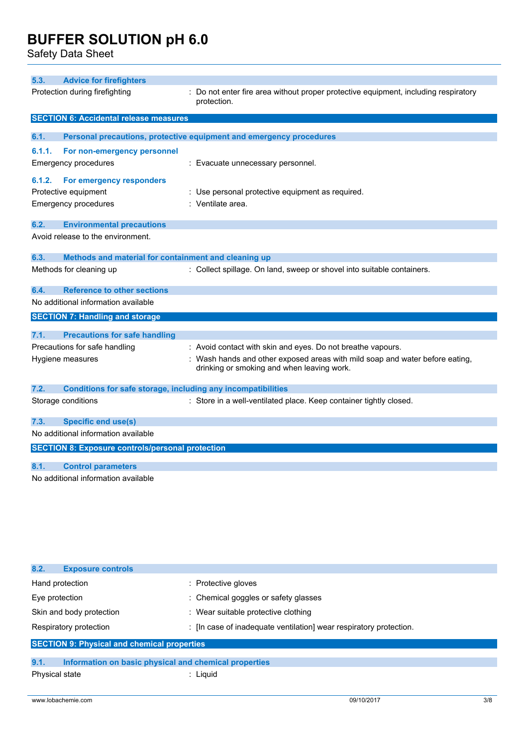### 5.3. Advice for firefighters

Protection during firefighting : Do not enter fire area without proper protective equipment, including respiratory protection.

## SECTION 6: Accidental release measures

### 6.1. Personal precautions, protective equipment and emergency procedures

#### 6.1.1. For non-emergency personnel

Emergency procedures : Evacuate unnecessary personnel.

#### 6.1.2. For emergency responders

Protective equipment : Use personal protective equipment as required.

Emergency procedures : Ventilate area.

### 6.2. Environmental precautions

Avoid release to the environment.

### 6.3. Methods and material for containment and cleaning up

Methods for cleaning up : Collect spillage. On land, sweep or shovel into suitable containers.

### 6.4. Reference to other sections

No additional information available

## SECTION 7: Handling and storage

### 7.1. Precautions for safe handling

Precautions for safe handling : Avoid contact with skin and eyes. Do not breathe vapours.

Hygiene measures : Wash hands and other exposed areas with mild soap and water before eating, drinking or smoking and when leaving work.

### 7.2. Conditions for safe storage, including any incompatibilities

Storage conditions : Store in a well-ventilated place. Keep container tightly closed.

### 7.3. Specific end use(s)

No additional information available

## SECTION 8: Exposure controls/personal protection

### 8.1. Control parameters

No additional information available

### 8.2. Exposure controls

Hand protection : Protective gloves

Eye protection : Chemical goggles or safety glasses

Skin and body protection : Wear suitable protective clothing

Respiratory protection : [In case of inadequate ventilation] wear respiratory protection.

## SECTION 9: Physical and chemical properties

### 9.1. Information on basic physical and chemical properties

Physical state : Liquid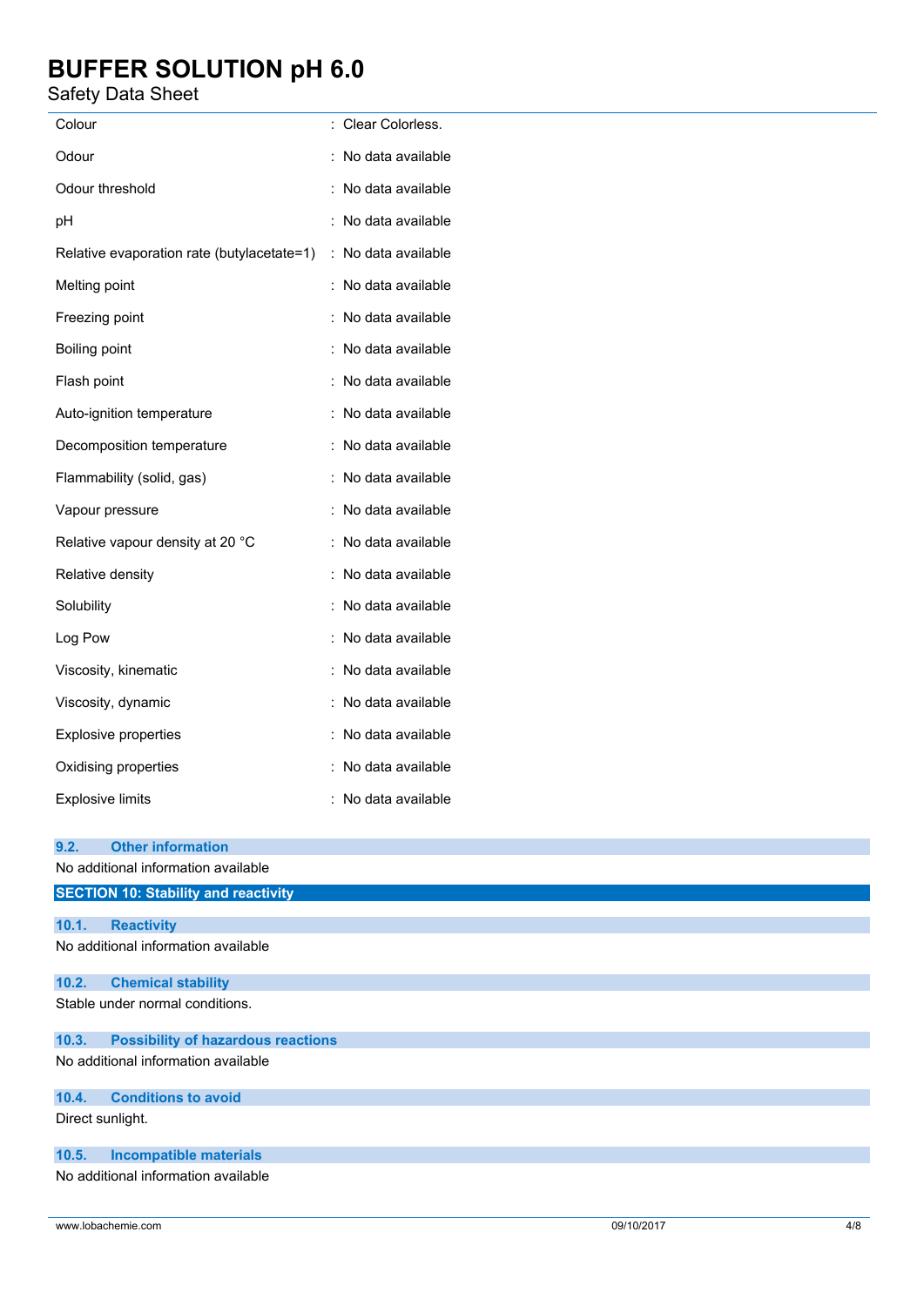| | |
|---|---|
| Colour | : Clear Colorless. |
| Odour | : No data available |
| Odour threshold | : No data available |
| pH | : No data available |
| Relative evaporation rate (butylacetate=1) | : No data available |
| Melting point | : No data available |
| Freezing point | : No data available |
| Boiling point | : No data available |
| Flash point | : No data available |
| Auto-ignition temperature | : No data available |
| Decomposition temperature | : No data available |
| Flammability (solid, gas) | : No data available |
| Vapour pressure | : No data available |
| Relative vapour density at 20 °C | : No data available |
| Relative density | : No data available |
| Solubility | : No data available |
| Log Pow | : No data available |
| Viscosity, kinematic | : No data available |
| Viscosity, dynamic | : No data available |
| Explosive properties | : No data available |
| Oxidising properties | : No data available |
| Explosive limits | : No data available |

### 9.2. Other information

No additional information available

## SECTION 10: Stability and reactivity

### 10.1. Reactivity

No additional information available

### 10.2. Chemical stability

Stable under normal conditions.

### 10.3. Possibility of hazardous reactions

No additional information available

### 10.4. Conditions to avoid

Direct sunlight.

### 10.5. Incompatible materials

No additional information available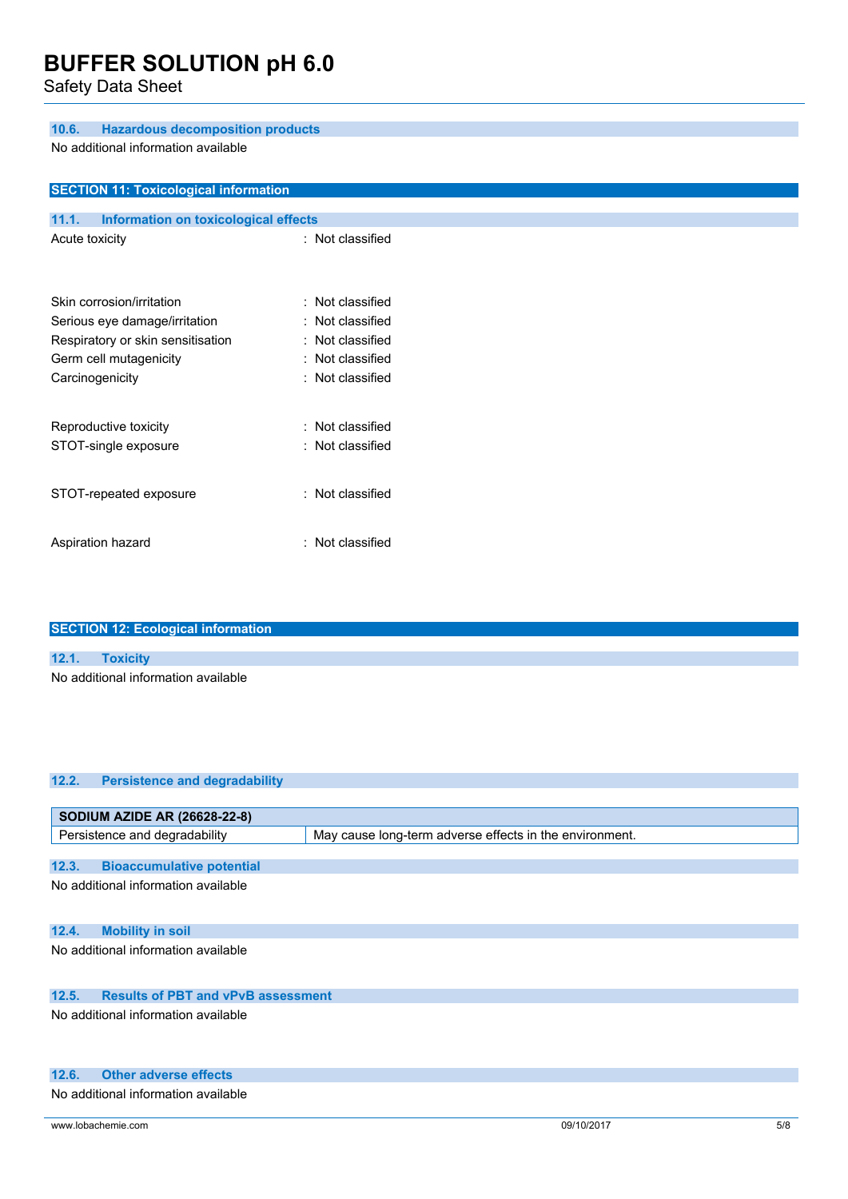### 10.6. Hazardous decomposition products

No additional information available

## SECTION 11: Toxicological information

### 11.1. Information on toxicological effects

| | |
|---|---|
| Acute toxicity | : Not classified |
| Skin corrosion/irritation | : Not classified |
| Serious eye damage/irritation | : Not classified |
| Respiratory or skin sensitisation | : Not classified |
| Germ cell mutagenicity | : Not classified |
| Carcinogenicity | : Not classified |
| Reproductive toxicity | : Not classified |
| STOT-single exposure | : Not classified |
| STOT-repeated exposure | : Not classified |
| Aspiration hazard | : Not classified |

## SECTION 12: Ecological information

### 12.1. Toxicity

No additional information available

### 12.2. Persistence and degradability

| SODIUM AZIDE AR (26628-22-8) | |
|---|---|
| Persistence and degradability | May cause long-term adverse effects in the environment. |

### 12.3. Bioaccumulative potential

No additional information available

### 12.4. Mobility in soil

No additional information available

### 12.5. Results of PBT and vPvB assessment

No additional information available

### 12.6. Other adverse effects

No additional information available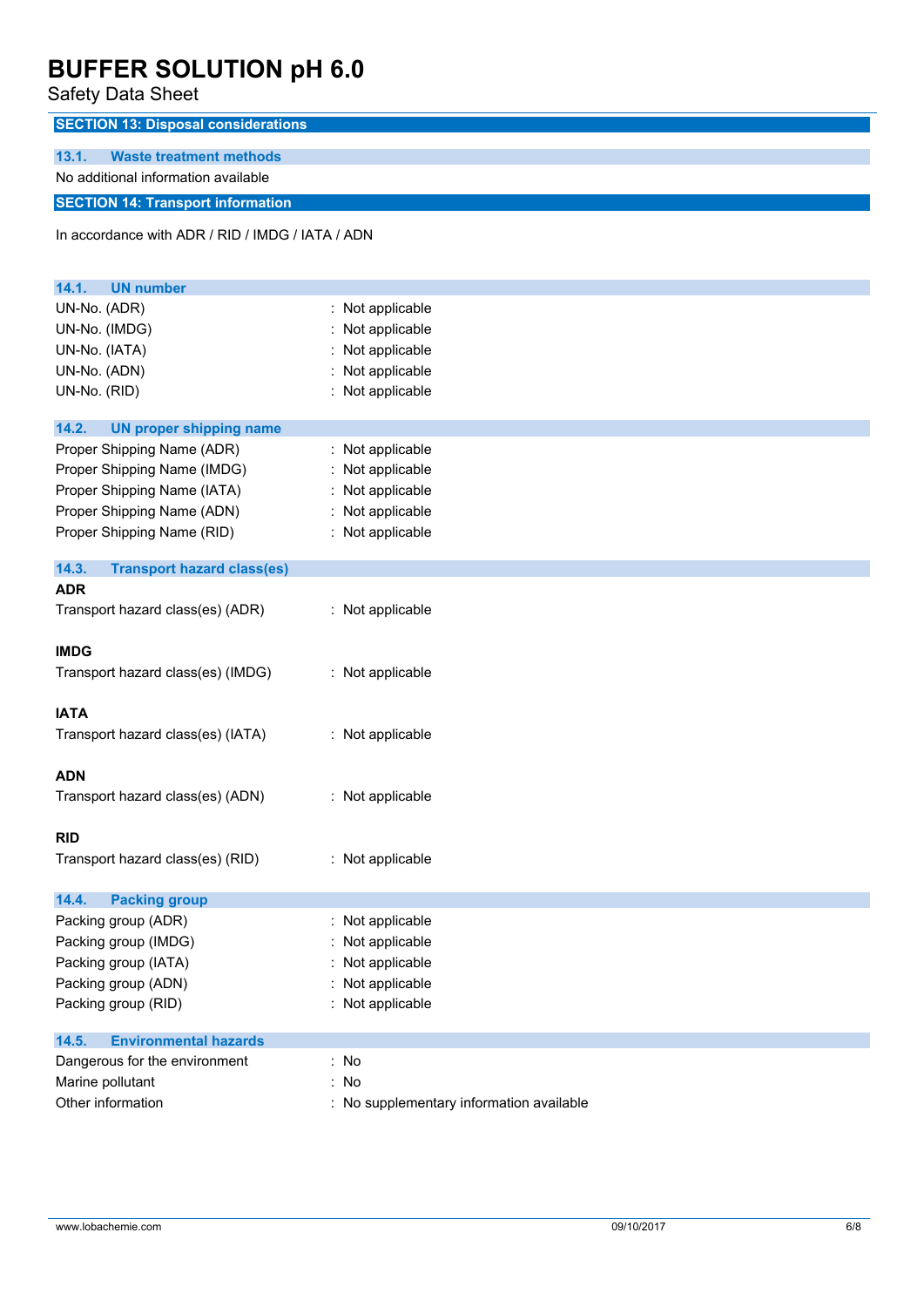## SECTION 13: Disposal considerations

### 13.1. Waste treatment methods

No additional information available

## SECTION 14: Transport information

In accordance with ADR / RID / IMDG / IATA / ADN

### 14.1. UN number

| | |
|---|---|
| UN-No. (ADR) | : Not applicable |
| UN-No. (IMDG) | : Not applicable |
| UN-No. (IATA) | : Not applicable |
| UN-No. (ADN) | : Not applicable |
| UN-No. (RID) | : Not applicable |

### 14.2. UN proper shipping name

| | |
|---|---|
| Proper Shipping Name (ADR) | : Not applicable |
| Proper Shipping Name (IMDG) | : Not applicable |
| Proper Shipping Name (IATA) | : Not applicable |
| Proper Shipping Name (ADN) | : Not applicable |
| Proper Shipping Name (RID) | : Not applicable |

### 14.3. Transport hazard class(es)

**ADR**

Transport hazard class(es) (ADR) : Not applicable

**IMDG**

Transport hazard class(es) (IMDG) : Not applicable

**IATA**

Transport hazard class(es) (IATA) : Not applicable

**ADN**

Transport hazard class(es) (ADN) : Not applicable

**RID**

Transport hazard class(es) (RID) : Not applicable

### 14.4. Packing group

| | |
|---|---|
| Packing group (ADR) | : Not applicable |
| Packing group (IMDG) | : Not applicable |
| Packing group (IATA) | : Not applicable |
| Packing group (ADN) | : Not applicable |
| Packing group (RID) | : Not applicable |

### 14.5. Environmental hazards

| | |
|---|---|
| Dangerous for the environment | : No |
| Marine pollutant | : No |
| Other information | : No supplementary information available |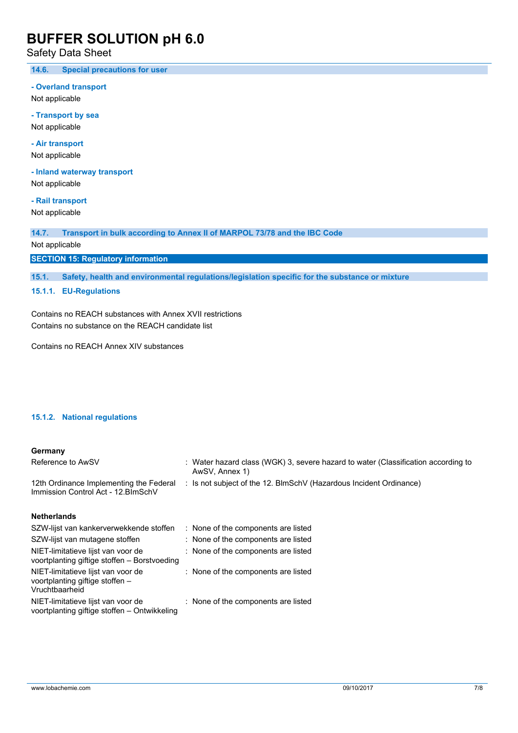### 14.6. Special precautions for user

**- Overland transport**

Not applicable

**- Transport by sea**

Not applicable

**- Air transport**

Not applicable

**- Inland waterway transport**

Not applicable

**- Rail transport**

Not applicable

### 14.7. Transport in bulk according to Annex II of MARPOL 73/78 and the IBC Code

Not applicable

## SECTION 15: Regulatory information

### 15.1. Safety, health and environmental regulations/legislation specific for the substance or mixture

#### 15.1.1. EU-Regulations

Contains no REACH substances with Annex XVII restrictions
Contains no substance on the REACH candidate list

Contains no REACH Annex XIV substances

#### 15.1.2. National regulations

**Germany**

| | |
|---|---|
| Reference to AwSV | : Water hazard class (WGK) 3, severe hazard to water (Classification according to AwSV, Annex 1) |
| 12th Ordinance Implementing the Federal Immission Control Act - 12.BImSchV | : Is not subject of the 12. BlmSchV (Hazardous Incident Ordinance) |

**Netherlands**

| | |
|---|---|
| SZW-lijst van kankerverwekkende stoffen | : None of the components are listed |
| SZW-lijst van mutagene stoffen | : None of the components are listed |
| NIET-limitatieve lijst van voor de voortplanting giftige stoffen – Borstvoeding | : None of the components are listed |
| NIET-limitatieve lijst van voor de voortplanting giftige stoffen – Vruchtbaarheid | : None of the components are listed |
| NIET-limitatieve lijst van voor de voortplanting giftige stoffen – Ontwikkeling | : None of the components are listed |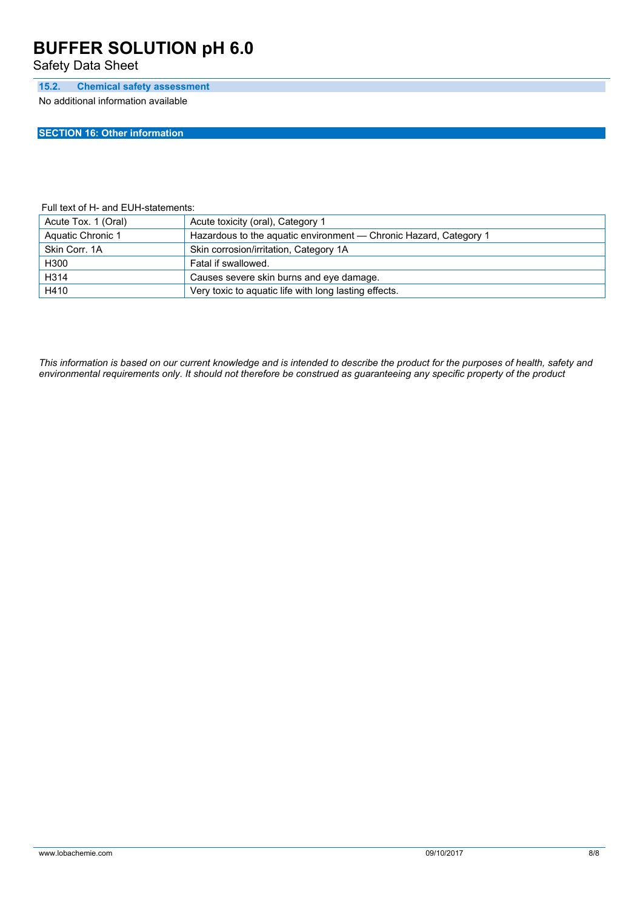### 15.2. Chemical safety assessment

No additional information available

## SECTION 16: Other information

Full text of H- and EUH-statements:

| | |
|---|---|
| Acute Tox. 1 (Oral) | Acute toxicity (oral), Category 1 |
| Aquatic Chronic 1 | Hazardous to the aquatic environment — Chronic Hazard, Category 1 |
| Skin Corr. 1A | Skin corrosion/irritation, Category 1A |
| H300 | Fatal if swallowed. |
| H314 | Causes severe skin burns and eye damage. |
| H410 | Very toxic to aquatic life with long lasting effects. |

*This information is based on our current knowledge and is intended to describe the product for the purposes of health, safety and environmental requirements only. It should not therefore be construed as guaranteeing any specific property of the product*